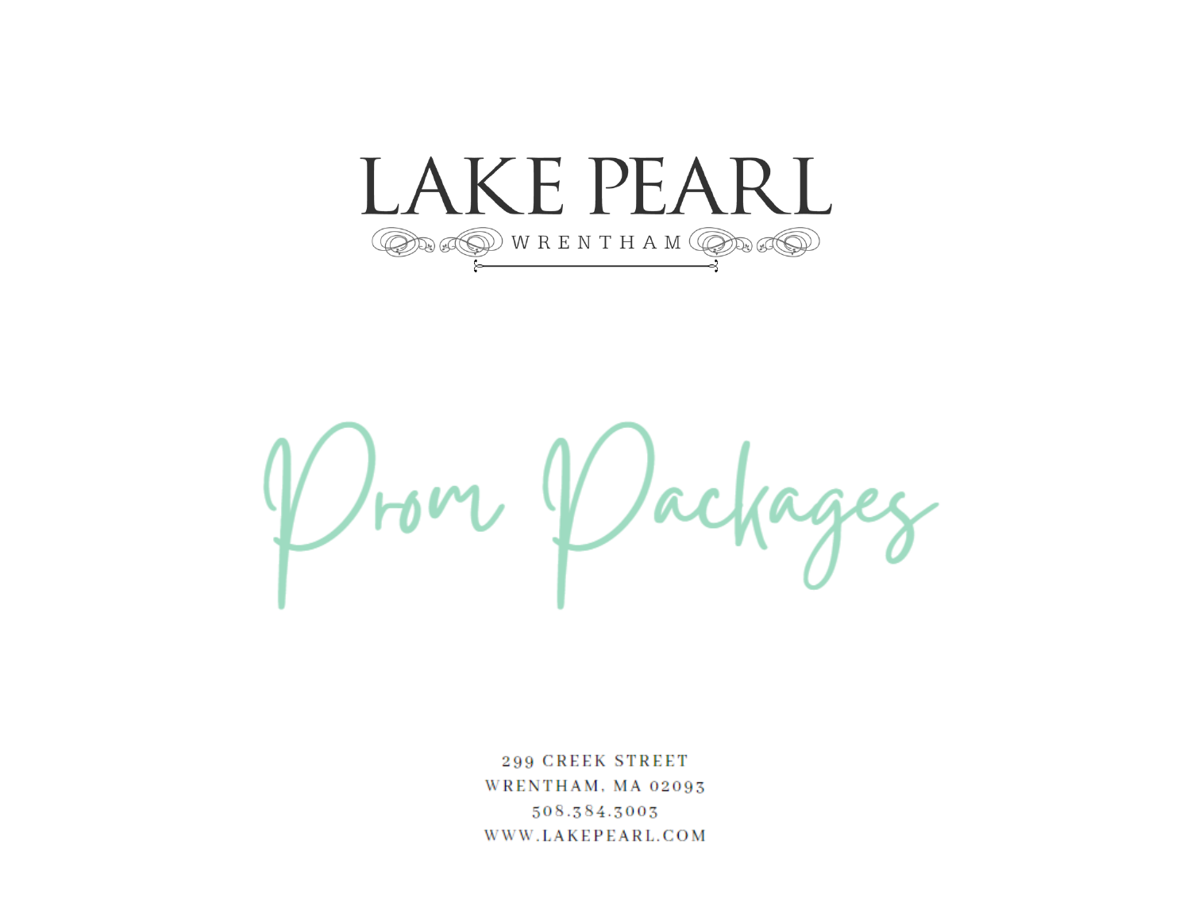# LAKE PEARL

WRENTHAM

# Prom Packages

299 CREEK STREET
WRENTHAM, MA 02093
508.384.3003
WWW.LAKEPEARL.COM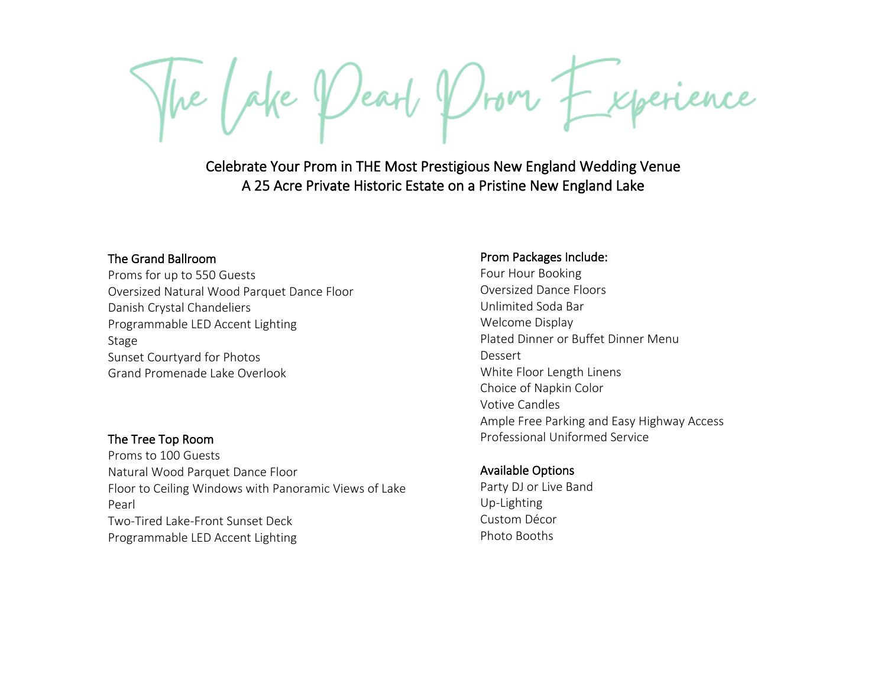# The Lake Pearl Prom Experience

Celebrate Your Prom in THE Most Prestigious New England Wedding Venue
A 25 Acre Private Historic Estate on a Pristine New England Lake

### The Grand Ballroom

Proms for up to 550 Guests
Oversized Natural Wood Parquet Dance Floor
Danish Crystal Chandeliers
Programmable LED Accent Lighting
Stage
Sunset Courtyard for Photos
Grand Promenade Lake Overlook

### The Tree Top Room

Proms to 100 Guests
Natural Wood Parquet Dance Floor
Floor to Ceiling Windows with Panoramic Views of Lake Pearl
Two-Tired Lake-Front Sunset Deck
Programmable LED Accent Lighting

### Prom Packages Include:

Four Hour Booking
Oversized Dance Floors
Unlimited Soda Bar
Welcome Display
Plated Dinner or Buffet Dinner Menu
Dessert
White Floor Length Linens
Choice of Napkin Color
Votive Candles
Ample Free Parking and Easy Highway Access
Professional Uniformed Service

### Available Options

Party DJ or Live Band
Up-Lighting
Custom Décor
Photo Booths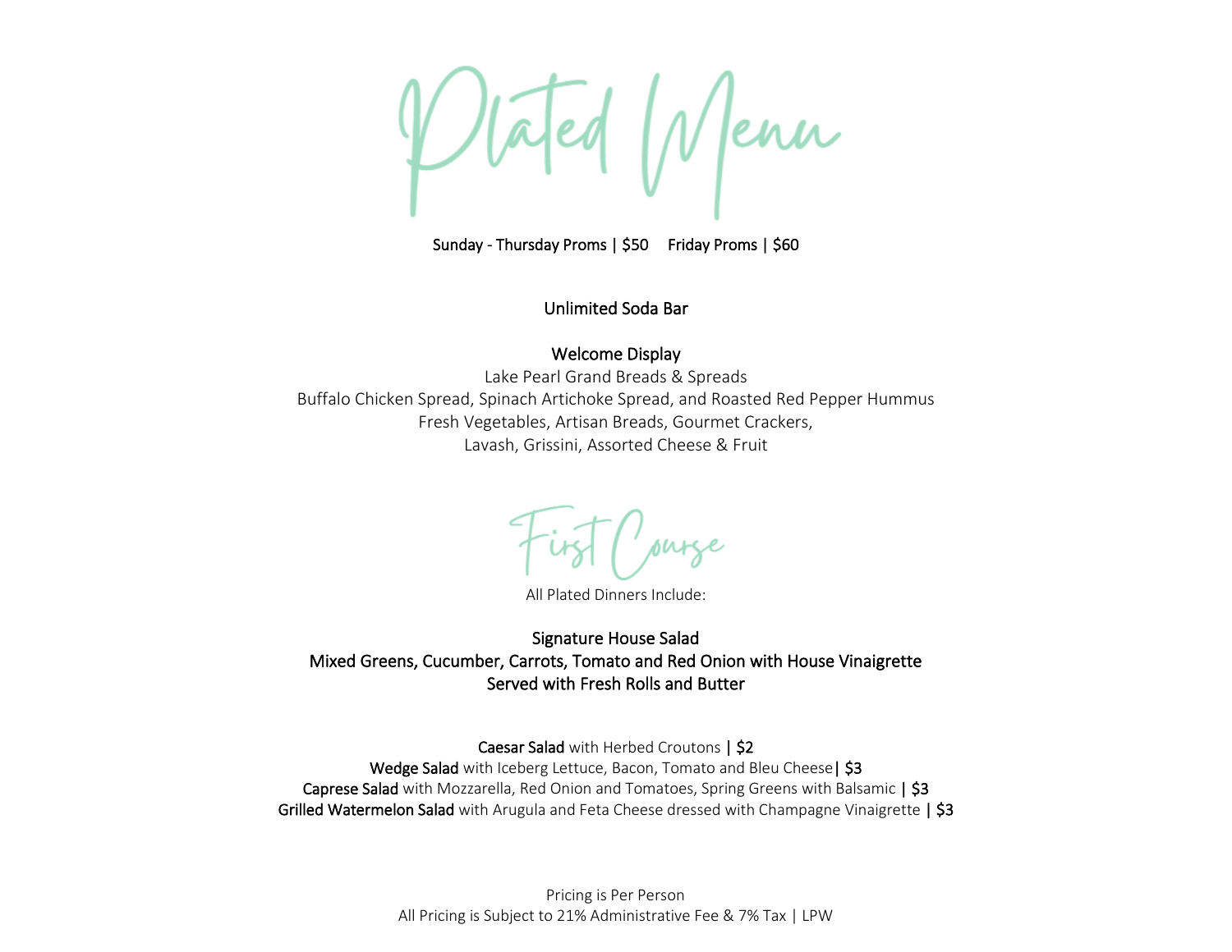# Plated Menu

Sunday - Thursday Proms | $50 Friday Proms | $60

**Unlimited Soda Bar**

**Welcome Display**

Lake Pearl Grand Breads & Spreads
Buffalo Chicken Spread, Spinach Artichoke Spread, and Roasted Red Pepper Hummus
Fresh Vegetables, Artisan Breads, Gourmet Crackers,
Lavash, Grissini, Assorted Cheese & Fruit

## First Course

All Plated Dinners Include:

**Signature House Salad**
**Mixed Greens, Cucumber, Carrots, Tomato and Red Onion with House Vinaigrette**
**Served with Fresh Rolls and Butter**

**Caesar Salad** with Herbed Croutons **| $2**
**Wedge Salad** with Iceberg Lettuce, Bacon, Tomato and Bleu Cheese**| $3**
**Caprese Salad** with Mozzarella, Red Onion and Tomatoes, Spring Greens with Balsamic **| $3**
**Grilled Watermelon Salad** with Arugula and Feta Cheese dressed with Champagne Vinaigrette **| $3**

Pricing is Per Person
All Pricing is Subject to 21% Administrative Fee & 7% Tax | LPW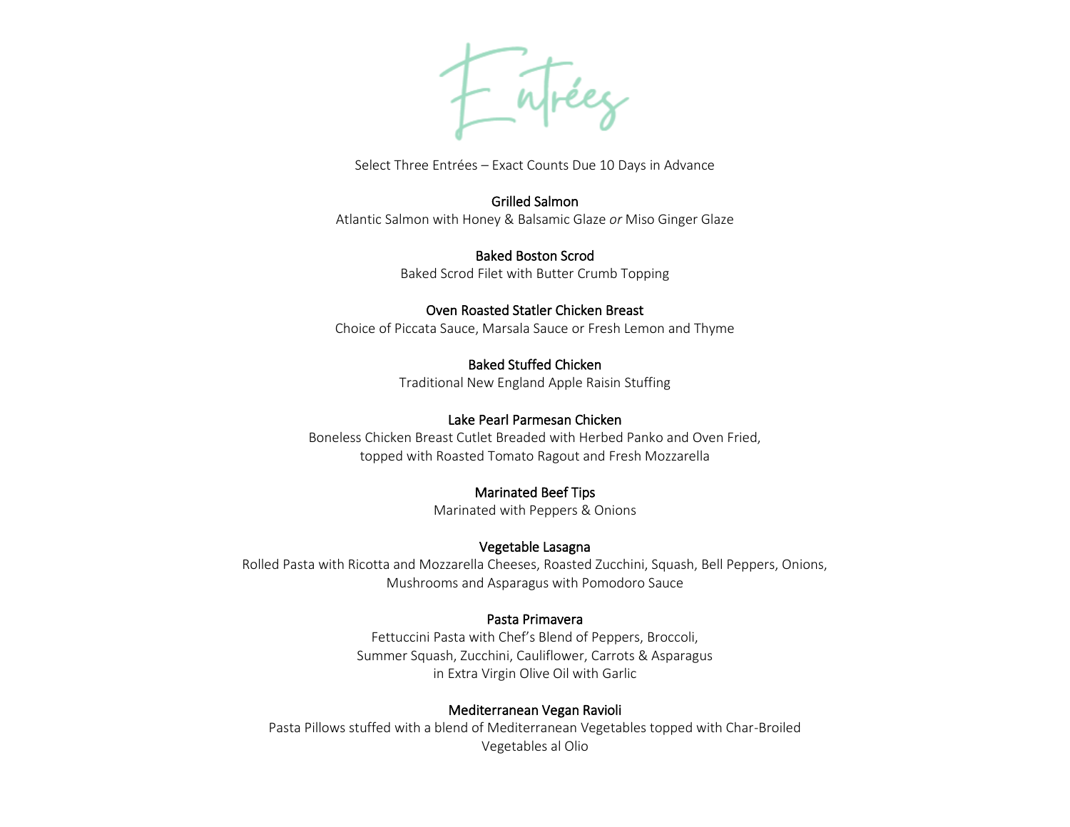# Entrées

Select Three Entrées – Exact Counts Due 10 Days in Advance

### Grilled Salmon
Atlantic Salmon with Honey & Balsamic Glaze *or* Miso Ginger Glaze

### Baked Boston Scrod
Baked Scrod Filet with Butter Crumb Topping

### Oven Roasted Statler Chicken Breast
Choice of Piccata Sauce, Marsala Sauce or Fresh Lemon and Thyme

### Baked Stuffed Chicken
Traditional New England Apple Raisin Stuffing

### Lake Pearl Parmesan Chicken
Boneless Chicken Breast Cutlet Breaded with Herbed Panko and Oven Fried, topped with Roasted Tomato Ragout and Fresh Mozzarella

### Marinated Beef Tips
Marinated with Peppers & Onions

### Vegetable Lasagna
Rolled Pasta with Ricotta and Mozzarella Cheeses, Roasted Zucchini, Squash, Bell Peppers, Onions, Mushrooms and Asparagus with Pomodoro Sauce

### Pasta Primavera
Fettuccini Pasta with Chef's Blend of Peppers, Broccoli, Summer Squash, Zucchini, Cauliflower, Carrots & Asparagus in Extra Virgin Olive Oil with Garlic

### Mediterranean Vegan Ravioli
Pasta Pillows stuffed with a blend of Mediterranean Vegetables topped with Char-Broiled Vegetables al Olio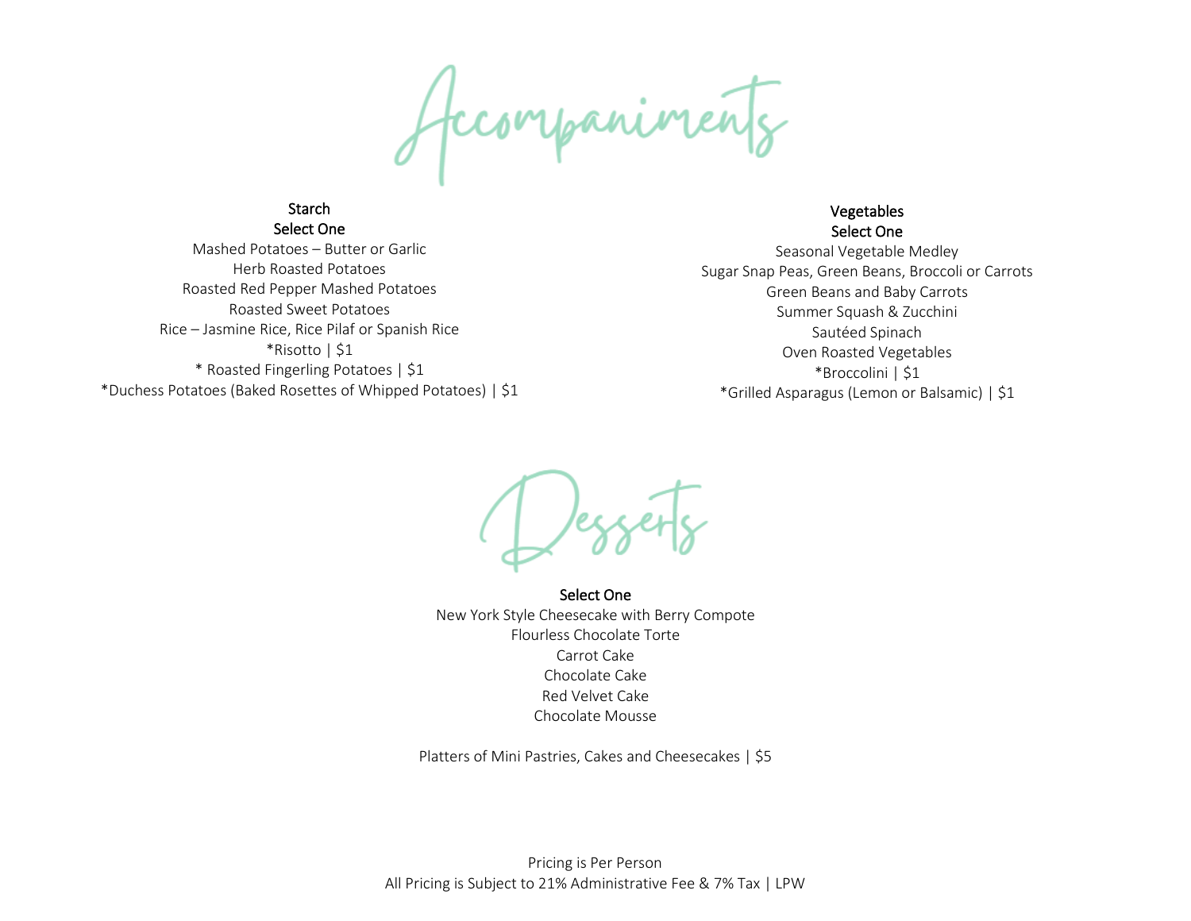# Accompaniments

**Starch**
**Select One**

Mashed Potatoes – Butter or Garlic
Herb Roasted Potatoes
Roasted Red Pepper Mashed Potatoes
Roasted Sweet Potatoes
Rice – Jasmine Rice, Rice Pilaf or Spanish Rice
*Risotto | $1
* Roasted Fingerling Potatoes | $1
*Duchess Potatoes (Baked Rosettes of Whipped Potatoes) | $1

**Vegetables**
**Select One**

Seasonal Vegetable Medley
Sugar Snap Peas, Green Beans, Broccoli or Carrots
Green Beans and Baby Carrots
Summer Squash & Zucchini
Sautéed Spinach
Oven Roasted Vegetables
*Broccolini | $1
*Grilled Asparagus (Lemon or Balsamic) | $1

# Desserts

**Select One**

New York Style Cheesecake with Berry Compote
Flourless Chocolate Torte
Carrot Cake
Chocolate Cake
Red Velvet Cake
Chocolate Mousse

Platters of Mini Pastries, Cakes and Cheesecakes | $5

Pricing is Per Person
All Pricing is Subject to 21% Administrative Fee & 7% Tax | LPW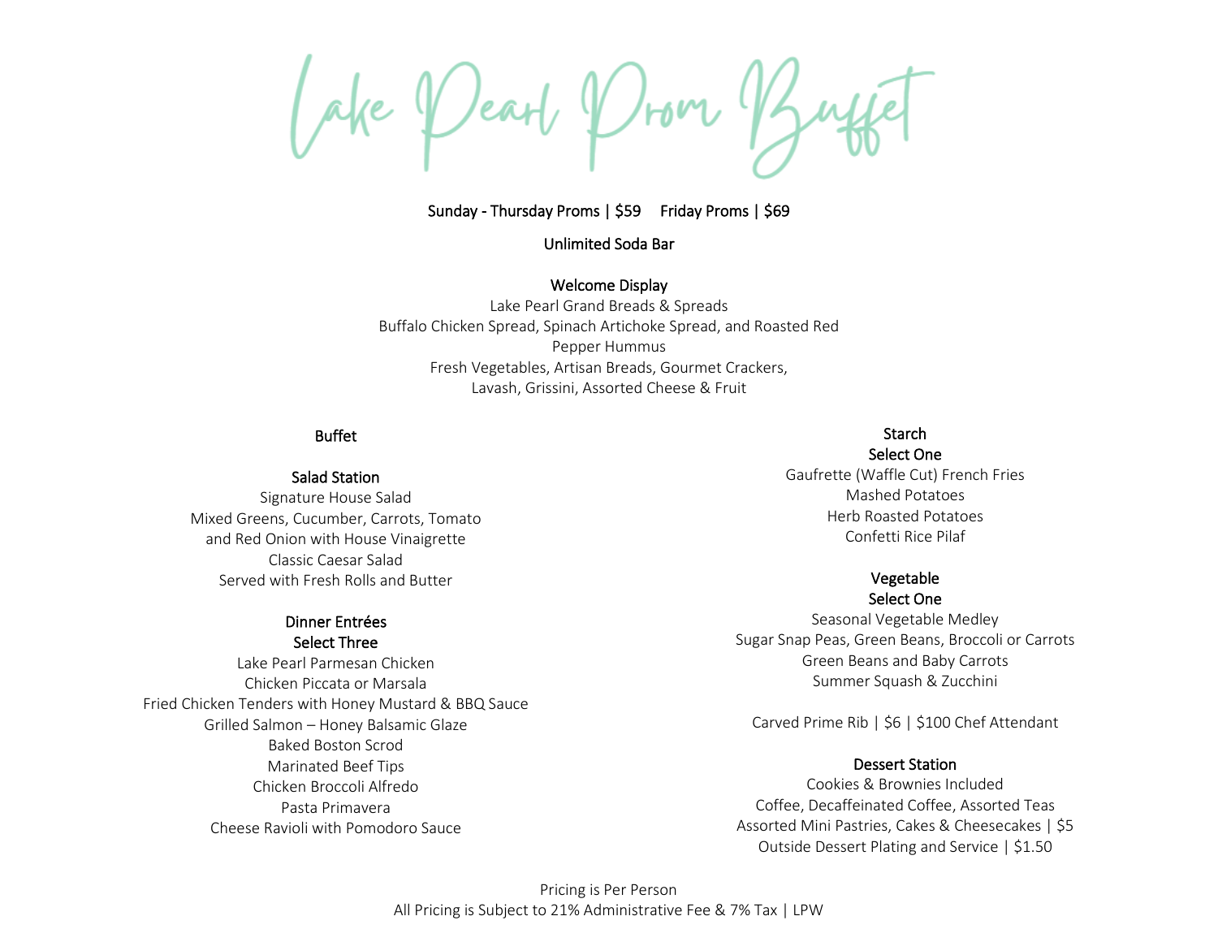# Lake Pearl Prom Buffet

**Sunday - Thursday Proms | $59 Friday Proms | $69**

**Unlimited Soda Bar**

## Welcome Display

Lake Pearl Grand Breads & Spreads
Buffalo Chicken Spread, Spinach Artichoke Spread, and Roasted Red Pepper Hummus
Fresh Vegetables, Artisan Breads, Gourmet Crackers, Lavash, Grissini, Assorted Cheese & Fruit

## Buffet

### Salad Station

Signature House Salad
Mixed Greens, Cucumber, Carrots, Tomato and Red Onion with House Vinaigrette
Classic Caesar Salad
Served with Fresh Rolls and Butter

### Dinner Entrées
**Select Three**

Lake Pearl Parmesan Chicken
Chicken Piccata or Marsala
Fried Chicken Tenders with Honey Mustard & BBQ Sauce
Grilled Salmon – Honey Balsamic Glaze
Baked Boston Scrod
Marinated Beef Tips
Chicken Broccoli Alfredo
Pasta Primavera
Cheese Ravioli with Pomodoro Sauce

### Starch
**Select One**

Gaufrette (Waffle Cut) French Fries
Mashed Potatoes
Herb Roasted Potatoes
Confetti Rice Pilaf

### Vegetable
**Select One**

Seasonal Vegetable Medley
Sugar Snap Peas, Green Beans, Broccoli or Carrots
Green Beans and Baby Carrots
Summer Squash & Zucchini

Carved Prime Rib | $6 | $100 Chef Attendant

### Dessert Station

Cookies & Brownies Included
Coffee, Decaffeinated Coffee, Assorted Teas
Assorted Mini Pastries, Cakes & Cheesecakes | $5
Outside Dessert Plating and Service | $1.50

Pricing is Per Person
All Pricing is Subject to 21% Administrative Fee & 7% Tax | LPW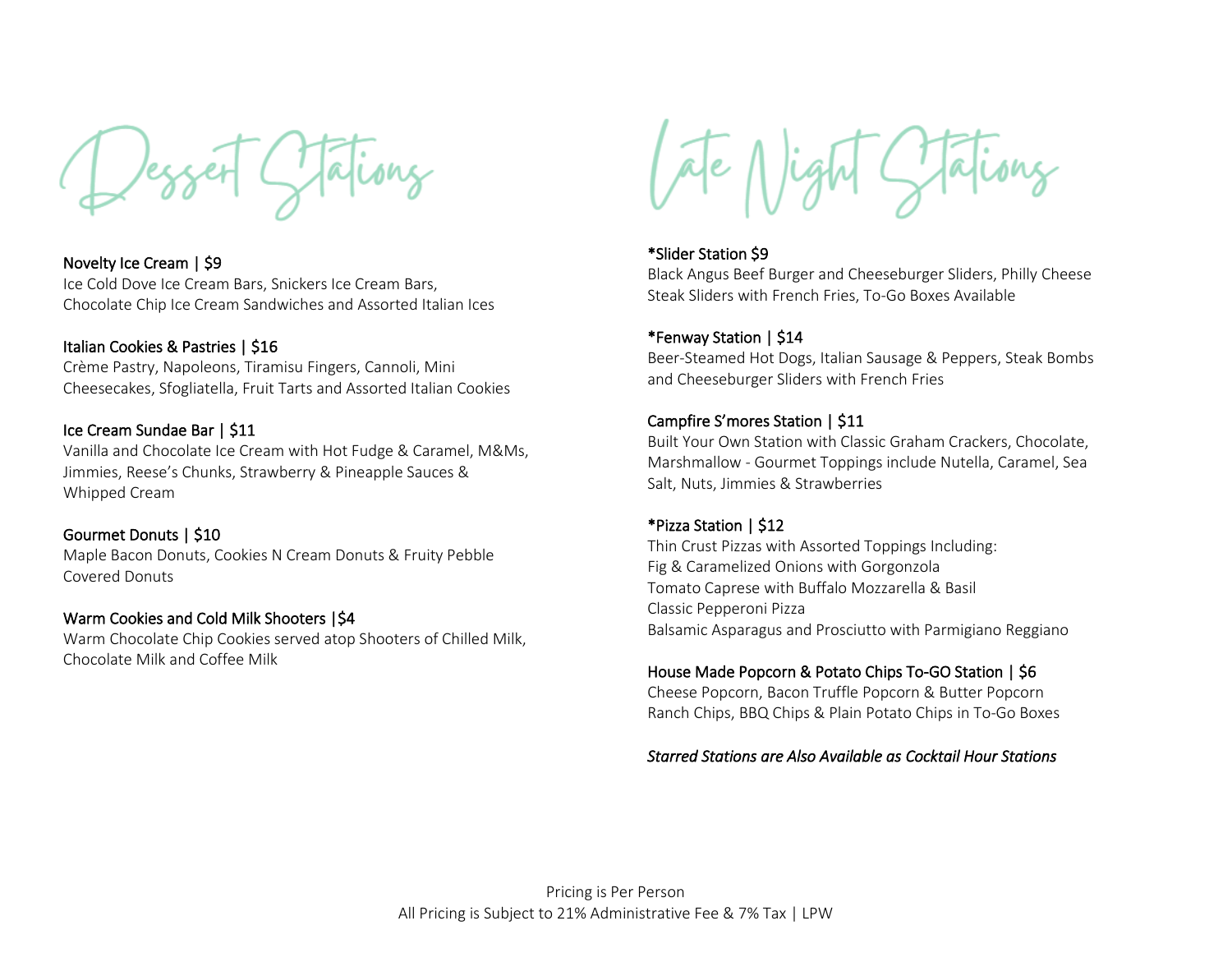# Dessert Stations

**Novelty Ice Cream | $9**
Ice Cold Dove Ice Cream Bars, Snickers Ice Cream Bars, Chocolate Chip Ice Cream Sandwiches and Assorted Italian Ices

**Italian Cookies & Pastries | $16**
Crème Pastry, Napoleons, Tiramisu Fingers, Cannoli, Mini Cheesecakes, Sfogliatella, Fruit Tarts and Assorted Italian Cookies

**Ice Cream Sundae Bar | $11**
Vanilla and Chocolate Ice Cream with Hot Fudge & Caramel, M&Ms, Jimmies, Reese's Chunks, Strawberry & Pineapple Sauces & Whipped Cream

**Gourmet Donuts | $10**
Maple Bacon Donuts, Cookies N Cream Donuts & Fruity Pebble Covered Donuts

**Warm Cookies and Cold Milk Shooters |$4**
Warm Chocolate Chip Cookies served atop Shooters of Chilled Milk, Chocolate Milk and Coffee Milk

# Late Night Stations

**\*Slider Station $9**
Black Angus Beef Burger and Cheeseburger Sliders, Philly Cheese Steak Sliders with French Fries, To-Go Boxes Available

**\*Fenway Station | $14**
Beer-Steamed Hot Dogs, Italian Sausage & Peppers, Steak Bombs and Cheeseburger Sliders with French Fries

**Campfire S'mores Station | $11**
Built Your Own Station with Classic Graham Crackers, Chocolate, Marshmallow - Gourmet Toppings include Nutella, Caramel, Sea Salt, Nuts, Jimmies & Strawberries

**\*Pizza Station | $12**
Thin Crust Pizzas with Assorted Toppings Including:
Fig & Caramelized Onions with Gorgonzola
Tomato Caprese with Buffalo Mozzarella & Basil
Classic Pepperoni Pizza
Balsamic Asparagus and Prosciutto with Parmigiano Reggiano

**House Made Popcorn & Potato Chips To-GO Station | $6**
Cheese Popcorn, Bacon Truffle Popcorn & Butter Popcorn
Ranch Chips, BBQ Chips & Plain Potato Chips in To-Go Boxes

*Starred Stations are Also Available as Cocktail Hour Stations*

Pricing is Per Person
All Pricing is Subject to 21% Administrative Fee & 7% Tax | LPW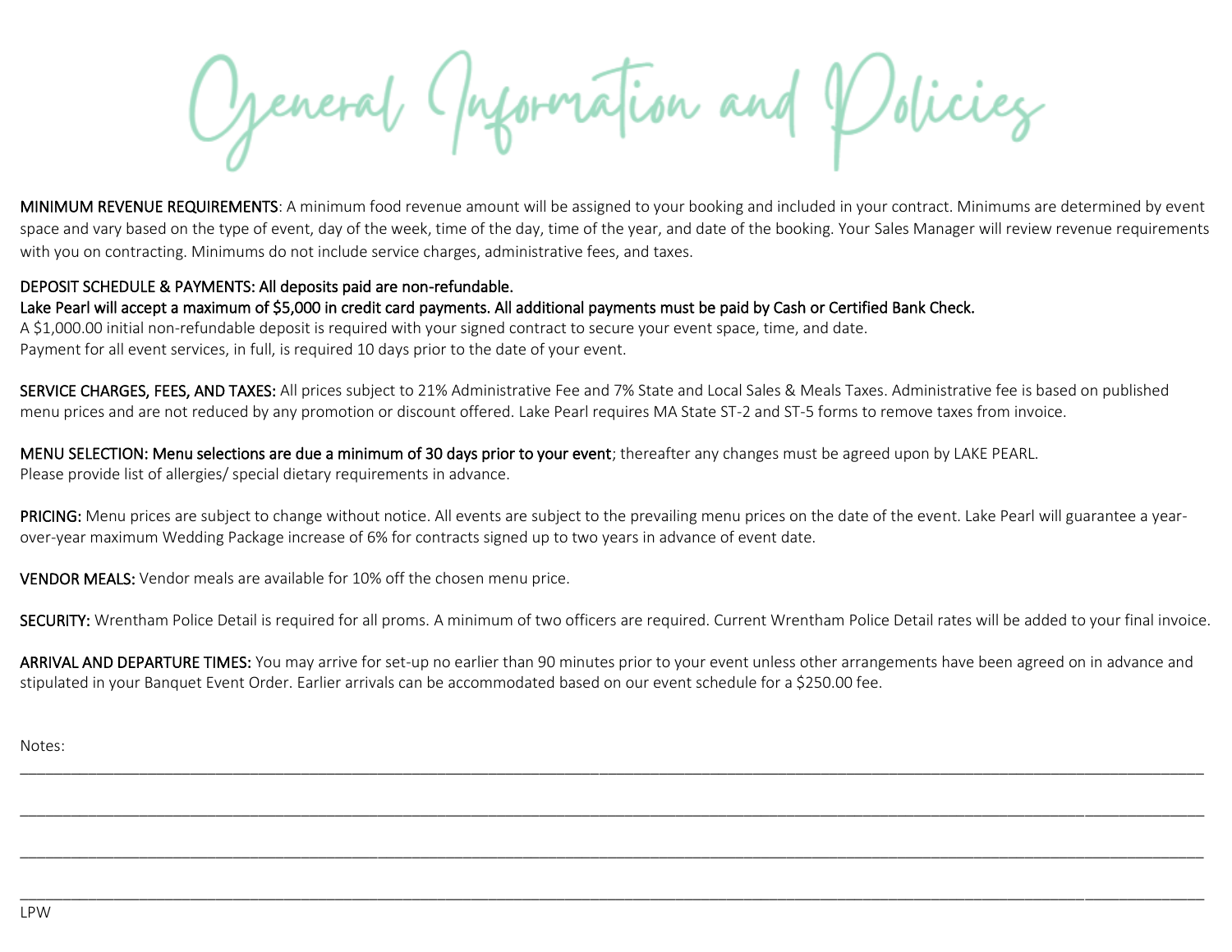# General Information and Policies

**MINIMUM REVENUE REQUIREMENTS**: A minimum food revenue amount will be assigned to your booking and included in your contract. Minimums are determined by event space and vary based on the type of event, day of the week, time of the day, time of the year, and date of the booking. Your Sales Manager will review revenue requirements with you on contracting. Minimums do not include service charges, administrative fees, and taxes.

**DEPOSIT SCHEDULE & PAYMENTS: All deposits paid are non-refundable.**
**Lake Pearl will accept a maximum of $5,000 in credit card payments. All additional payments must be paid by Cash or Certified Bank Check.**
A $1,000.00 initial non-refundable deposit is required with your signed contract to secure your event space, time, and date.
Payment for all event services, in full, is required 10 days prior to the date of your event.

**SERVICE CHARGES, FEES, AND TAXES:** All prices subject to 21% Administrative Fee and 7% State and Local Sales & Meals Taxes. Administrative fee is based on published menu prices and are not reduced by any promotion or discount offered. Lake Pearl requires MA State ST-2 and ST-5 forms to remove taxes from invoice.

**MENU SELECTION: Menu selections are due a minimum of 30 days prior to your event**; thereafter any changes must be agreed upon by LAKE PEARL.
Please provide list of allergies/ special dietary requirements in advance.

**PRICING:** Menu prices are subject to change without notice. All events are subject to the prevailing menu prices on the date of the event. Lake Pearl will guarantee a year-over-year maximum Wedding Package increase of 6% for contracts signed up to two years in advance of event date.

**VENDOR MEALS:** Vendor meals are available for 10% off the chosen menu price.

**SECURITY:** Wrentham Police Detail is required for all proms. A minimum of two officers are required. Current Wrentham Police Detail rates will be added to your final invoice.

**ARRIVAL AND DEPARTURE TIMES:** You may arrive for set-up no earlier than 90 minutes prior to your event unless other arrangements have been agreed on in advance and stipulated in your Banquet Event Order. Earlier arrivals can be accommodated based on our event schedule for a $250.00 fee.

Notes:
______________________________________________________________________________

______________________________________________________________________________

______________________________________________________________________________

______________________________________________________________________________

LPW